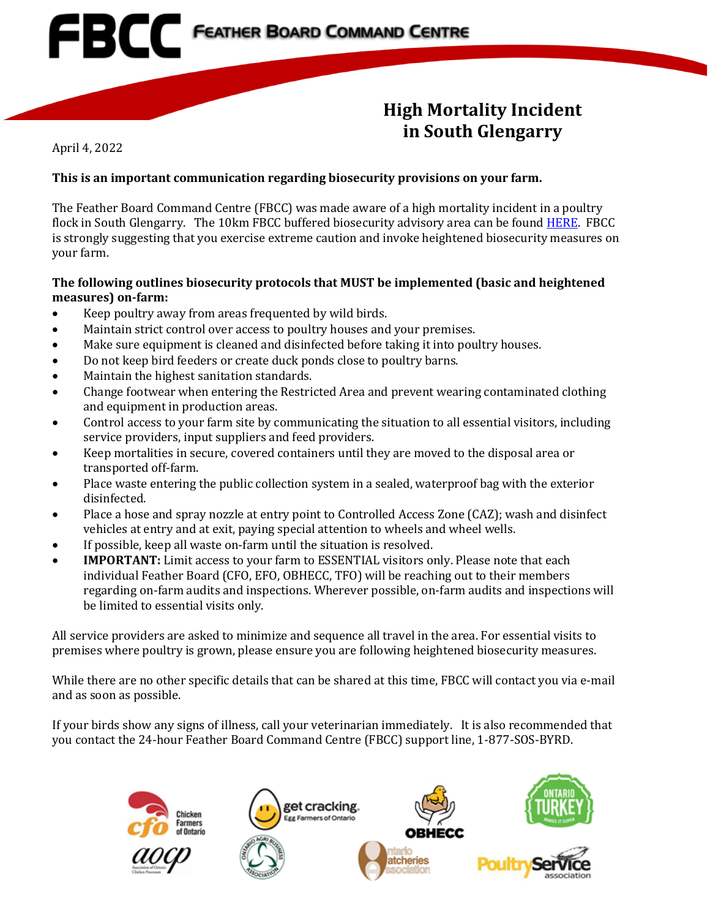# FBCC Feather Board Command Centre

## High Mortality Incident in South Glengarry

April 4, 2022

**This is an important communication regarding biosecurity provisions on your farm.**

The Feather Board Command Centre (FBCC) was made aware of a high mortality incident in a poultry flock in South Glengarry. The 10km FBCC buffered biosecurity advisory area can be found HERE. FBCC is strongly suggesting that you exercise extreme caution and invoke heightened biosecurity measures on your farm.

**The following outlines biosecurity protocols that MUST be implemented (basic and heightened measures) on-farm:**

- Keep poultry away from areas frequented by wild birds.
- Maintain strict control over access to poultry houses and your premises.
- Make sure equipment is cleaned and disinfected before taking it into poultry houses.
- Do not keep bird feeders or create duck ponds close to poultry barns.
- Maintain the highest sanitation standards.
- Change footwear when entering the Restricted Area and prevent wearing contaminated clothing and equipment in production areas.
- Control access to your farm site by communicating the situation to all essential visitors, including service providers, input suppliers and feed providers.
- Keep mortalities in secure, covered containers until they are moved to the disposal area or transported off-farm.
- Place waste entering the public collection system in a sealed, waterproof bag with the exterior disinfected.
- Place a hose and spray nozzle at entry point to Controlled Access Zone (CAZ); wash and disinfect vehicles at entry and at exit, paying special attention to wheels and wheel wells.
- If possible, keep all waste on-farm until the situation is resolved.
- **IMPORTANT:** Limit access to your farm to ESSENTIAL visitors only. Please note that each individual Feather Board (CFO, EFO, OBHECC, TFO) will be reaching out to their members regarding on-farm audits and inspections. Wherever possible, on-farm audits and inspections will be limited to essential visits only.

All service providers are asked to minimize and sequence all travel in the area. For essential visits to premises where poultry is grown, please ensure you are following heightened biosecurity measures.

While there are no other specific details that can be shared at this time, FBCC will contact you via e-mail and as soon as possible.

If your birds show any signs of illness, call your veterinarian immediately. It is also recommended that you contact the 24-hour Feather Board Command Centre (FBCC) support line, 1-877-SOS-BYRD.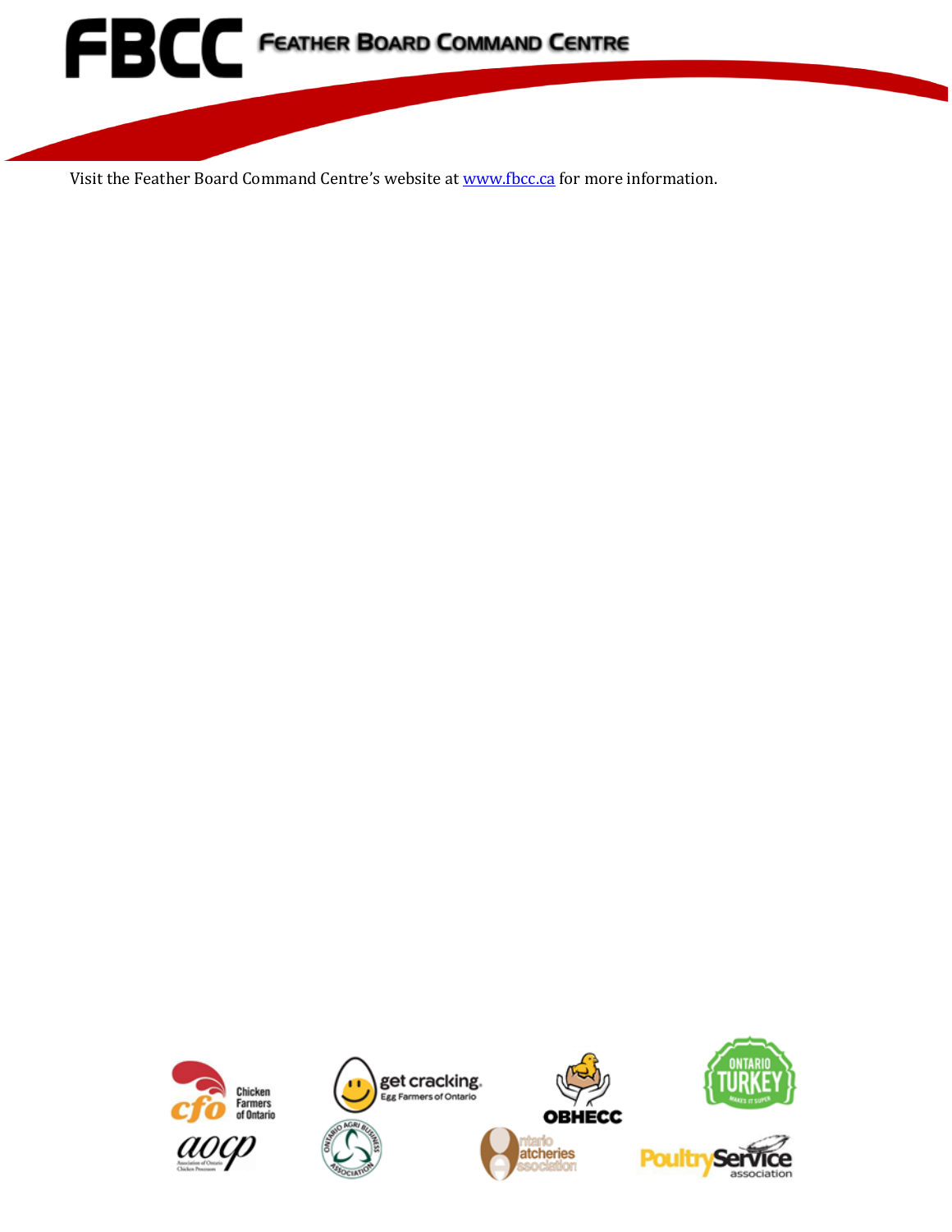Visit the Feather Board Command Centre's website at [www.fbcc.ca](http://www.fbcc.ca) for more information.